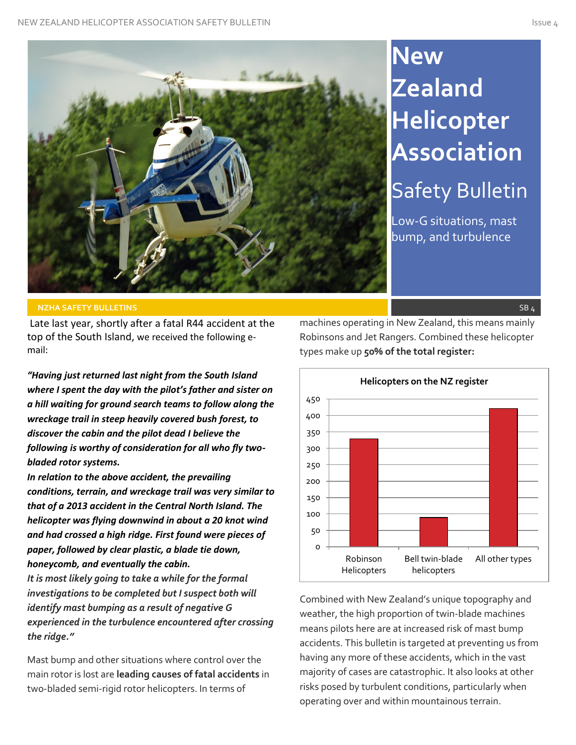# New Zealand Helicopter Association

## Safety Bulletin

Low-G situations, mast bump, and turbulence

NZHA SAFETY BULLETINS

SB 4

Late last year, shortly after a fatal R44 accident at the top of the South Island, we received the following e-mail:

***"Having just returned last night from the South Island where I spent the day with the pilot's father and sister on a hill waiting for ground search teams to follow along the wreckage trail in steep heavily covered bush forest, to discover the cabin and the pilot dead I believe the following is worthy of consideration for all who fly two-bladed rotor systems.***

***In relation to the above accident, the prevailing conditions, terrain, and wreckage trail was very similar to that of a 2013 accident in the Central North Island. The helicopter was flying downwind in about a 20 knot wind and had crossed a high ridge. First found were pieces of paper, followed by clear plastic, a blade tie down, honeycomb, and eventually the cabin.***

***It is most likely going to take a while for the formal investigations to be completed but I suspect both will identify mast bumping as a result of negative G experienced in the turbulence encountered after crossing the ridge."***

Mast bump and other situations where control over the main rotor is lost are **leading causes of fatal accidents** in two-bladed semi-rigid rotor helicopters. In terms of machines operating in New Zealand, this means mainly Robinsons and Jet Rangers. Combined these helicopter types make up **50% of the total register:**

**Helicopters on the NZ register**

| Type | Number (approx.) |
|---|---|
| Robinson Helicopters | 330 |
| Bell twin-blade helicopters | 90 |
| All other types | 420 |

Combined with New Zealand's unique topography and weather, the high proportion of twin-blade machines means pilots here are at increased risk of mast bump accidents. This bulletin is targeted at preventing us from having any more of these accidents, which in the vast majority of cases are catastrophic. It also looks at other risks posed by turbulent conditions, particularly when operating over and within mountainous terrain.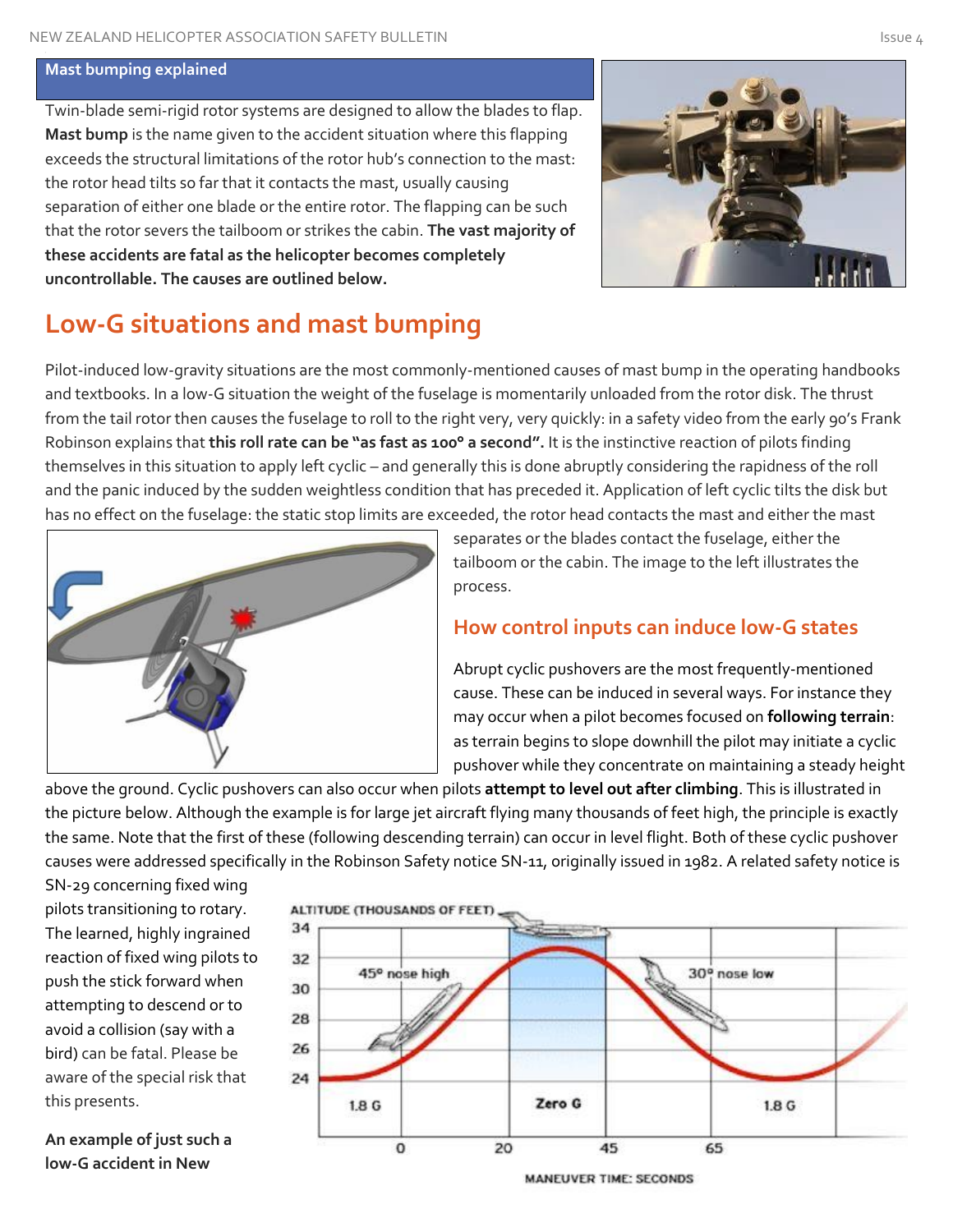**Mast bumping explained**

Twin-blade semi-rigid rotor systems are designed to allow the blades to flap. **Mast bump** is the name given to the accident situation where this flapping exceeds the structural limitations of the rotor hub's connection to the mast: the rotor head tilts so far that it contacts the mast, usually causing separation of either one blade or the entire rotor. The flapping can be such that the rotor severs the tailboom or strikes the cabin. **The vast majority of these accidents are fatal as the helicopter becomes completely uncontrollable. The causes are outlined below.**

## Low-G situations and mast bumping

Pilot-induced low-gravity situations are the most commonly-mentioned causes of mast bump in the operating handbooks and textbooks. In a low-G situation the weight of the fuselage is momentarily unloaded from the rotor disk. The thrust from the tail rotor then causes the fuselage to roll to the right very, very quickly: in a safety video from the early 90's Frank Robinson explains that **this roll rate can be "as fast as 100° a second".** It is the instinctive reaction of pilots finding themselves in this situation to apply left cyclic – and generally this is done abruptly considering the rapidness of the roll and the panic induced by the sudden weightless condition that has preceded it. Application of left cyclic tilts the disk but has no effect on the fuselage: the static stop limits are exceeded, the rotor head contacts the mast and either the mast separates or the blades contact the fuselage, either the tailboom or the cabin. The image to the left illustrates the process.

### How control inputs can induce low-G states

Abrupt cyclic pushovers are the most frequently-mentioned cause. These can be induced in several ways. For instance they may occur when a pilot becomes focused on **following terrain**: as terrain begins to slope downhill the pilot may initiate a cyclic pushover while they concentrate on maintaining a steady height above the ground. Cyclic pushovers can also occur when pilots **attempt to level out after climbing**. This is illustrated in the picture below. Although the example is for large jet aircraft flying many thousands of feet high, the principle is exactly the same. Note that the first of these (following descending terrain) can occur in level flight. Both of these cyclic pushover causes were addressed specifically in the Robinson Safety notice SN-11, originally issued in 1982. A related safety notice is SN-29 concerning fixed wing pilots transitioning to rotary. The learned, highly ingrained reaction of fixed wing pilots to push the stick forward when attempting to descend or to avoid a collision (say with a bird) can be fatal. Please be aware of the special risk that this presents.

**An example of just such a low-G accident in New**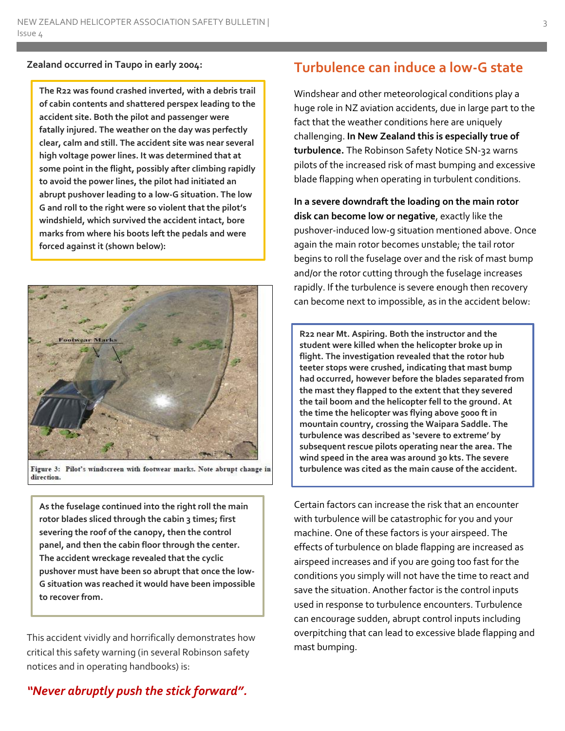**Zealand occurred in Taupo in early 2004:**

**The R22 was found crashed inverted, with a debris trail of cabin contents and shattered perspex leading to the accident site. Both the pilot and passenger were fatally injured. The weather on the day was perfectly clear, calm and still. The accident site was near several high voltage power lines. It was determined that at some point in the flight, possibly after climbing rapidly to avoid the power lines, the pilot had initiated an abrupt pushover leading to a low-G situation. The low G and roll to the right were so violent that the pilot's windshield, which survived the accident intact, bore marks from where his boots left the pedals and were forced against it (shown below):**

Figure 3: Pilot's windscreen with footwear marks. Note abrupt change in direction.

**As the fuselage continued into the right roll the main rotor blades sliced through the cabin 3 times; first severing the roof of the canopy, then the control panel, and then the cabin floor through the center. The accident wreckage revealed that the cyclic pushover must have been so abrupt that once the low-G situation was reached it would have been impossible to recover from.**

This accident vividly and horrifically demonstrates how critical this safety warning (in several Robinson safety notices and in operating handbooks) is:

***"Never abruptly push the stick forward".***

## Turbulence can induce a low-G state

Windshear and other meteorological conditions play a huge role in NZ aviation accidents, due in large part to the fact that the weather conditions here are uniquely challenging. **In New Zealand this is especially true of turbulence.** The Robinson Safety Notice SN-32 warns pilots of the increased risk of mast bumping and excessive blade flapping when operating in turbulent conditions.

**In a severe downdraft the loading on the main rotor disk can become low or negative**, exactly like the pushover-induced low-g situation mentioned above. Once again the main rotor becomes unstable; the tail rotor begins to roll the fuselage over and the risk of mast bump and/or the rotor cutting through the fuselage increases rapidly. If the turbulence is severe enough then recovery can become next to impossible, as in the accident below:

**R22 near Mt. Aspiring. Both the instructor and the student were killed when the helicopter broke up in flight. The investigation revealed that the rotor hub teeter stops were crushed, indicating that mast bump had occurred, however before the blades separated from the mast they flapped to the extent that they severed the tail boom and the helicopter fell to the ground. At the time the helicopter was flying above 5000 ft in mountain country, crossing the Waipara Saddle. The turbulence was described as 'severe to extreme' by subsequent rescue pilots operating near the area. The wind speed in the area was around 30 kts. The severe turbulence was cited as the main cause of the accident.**

Certain factors can increase the risk that an encounter with turbulence will be catastrophic for you and your machine. One of these factors is your airspeed. The effects of turbulence on blade flapping are increased as airspeed increases and if you are going too fast for the conditions you simply will not have the time to react and save the situation. Another factor is the control inputs used in response to turbulence encounters. Turbulence can encourage sudden, abrupt control inputs including overpitching that can lead to excessive blade flapping and mast bumping.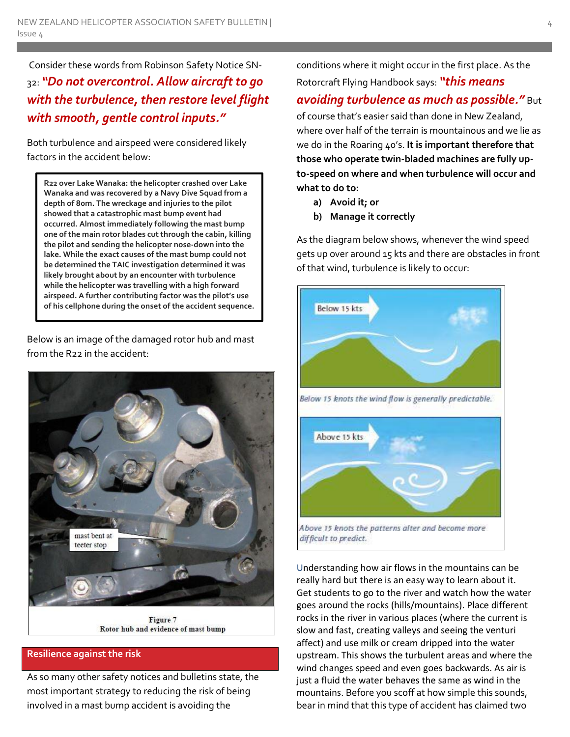Consider these words from Robinson Safety Notice SN-32: ***"Do not overcontrol. Allow aircraft to go with the turbulence, then restore level flight with smooth, gentle control inputs."***

Both turbulence and airspeed were considered likely factors in the accident below:

> **R22 over Lake Wanaka: the helicopter crashed over Lake Wanaka and was recovered by a Navy Dive Squad from a depth of 80m. The wreckage and injuries to the pilot showed that a catastrophic mast bump event had occurred. Almost immediately following the mast bump one of the main rotor blades cut through the cabin, killing the pilot and sending the helicopter nose-down into the lake. While the exact causes of the mast bump could not be determined the TAIC investigation determined it was likely brought about by an encounter with turbulence while the helicopter was travelling with a high forward airspeed. A further contributing factor was the pilot's use of his cellphone during the onset of the accident sequence.**

Below is an image of the damaged rotor hub and mast from the R22 in the accident:

mast bent at teeter stop

Figure 7
Rotor hub and evidence of mast bump

## Resilience against the risk

As so many other safety notices and bulletins state, the most important strategy to reducing the risk of being involved in a mast bump accident is avoiding the conditions where it might occur in the first place. As the Rotorcraft Flying Handbook says: ***"this means avoiding turbulence as much as possible."*** But of course that's easier said than done in New Zealand, where over half of the terrain is mountainous and we lie as we do in the Roaring 40's. **It is important therefore that those who operate twin-bladed machines are fully up-to-speed on where and when turbulence will occur and what to do to:**

- **a) Avoid it; or**
- **b) Manage it correctly**

As the diagram below shows, whenever the wind speed gets up over around 15 kts and there are obstacles in front of that wind, turbulence is likely to occur:

Below 15 kts

*Below 15 knots the wind flow is generally predictable.*

Above 15 kts

*Above 15 knots the patterns alter and become more difficult to predict.*

Understanding how air flows in the mountains can be really hard but there is an easy way to learn about it. Get students to go to the river and watch how the water goes around the rocks (hills/mountains). Place different rocks in the river in various places (where the current is slow and fast, creating valleys and seeing the venturi affect) and use milk or cream dripped into the water upstream. This shows the turbulent areas and where the wind changes speed and even goes backwards. As air is just a fluid the water behaves the same as wind in the mountains. Before you scoff at how simple this sounds, bear in mind that this type of accident has claimed two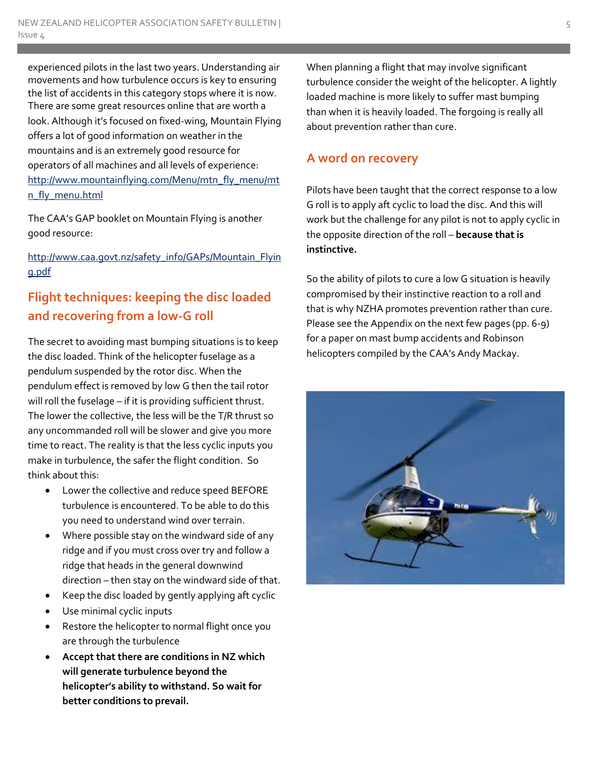experienced pilots in the last two years. Understanding air movements and how turbulence occurs is key to ensuring the list of accidents in this category stops where it is now. There are some great resources online that are worth a look. Although it's focused on fixed-wing, Mountain Flying offers a lot of good information on weather in the mountains and is an extremely good resource for operators of all machines and all levels of experience: http://www.mountainflying.com/Menu/mtn_fly_menu/mtn_fly_menu.html

The CAA's GAP booklet on Mountain Flying is another good resource:

http://www.caa.govt.nz/safety_info/GAPs/Mountain_Flying.pdf

## Flight techniques: keeping the disc loaded and recovering from a low-G roll

The secret to avoiding mast bumping situations is to keep the disc loaded. Think of the helicopter fuselage as a pendulum suspended by the rotor disc. When the pendulum effect is removed by low G then the tail rotor will roll the fuselage – if it is providing sufficient thrust. The lower the collective, the less will be the T/R thrust so any uncommanded roll will be slower and give you more time to react. The reality is that the less cyclic inputs you make in turbulence, the safer the flight condition. So think about this:

- Lower the collective and reduce speed BEFORE turbulence is encountered. To be able to do this you need to understand wind over terrain.
- Where possible stay on the windward side of any ridge and if you must cross over try and follow a ridge that heads in the general downwind direction – then stay on the windward side of that.
- Keep the disc loaded by gently applying aft cyclic
- Use minimal cyclic inputs
- Restore the helicopter to normal flight once you are through the turbulence
- **Accept that there are conditions in NZ which will generate turbulence beyond the helicopter's ability to withstand. So wait for better conditions to prevail.**

When planning a flight that may involve significant turbulence consider the weight of the helicopter. A lightly loaded machine is more likely to suffer mast bumping than when it is heavily loaded. The forgoing is really all about prevention rather than cure.

## A word on recovery

Pilots have been taught that the correct response to a low G roll is to apply aft cyclic to load the disc. And this will work but the challenge for any pilot is not to apply cyclic in the opposite direction of the roll – **because that is instinctive.**

So the ability of pilots to cure a low G situation is heavily compromised by their instinctive reaction to a roll and that is why NZHA promotes prevention rather than cure. Please see the Appendix on the next few pages (pp. 6-9) for a paper on mast bump accidents and Robinson helicopters compiled by the CAA's Andy Mackay.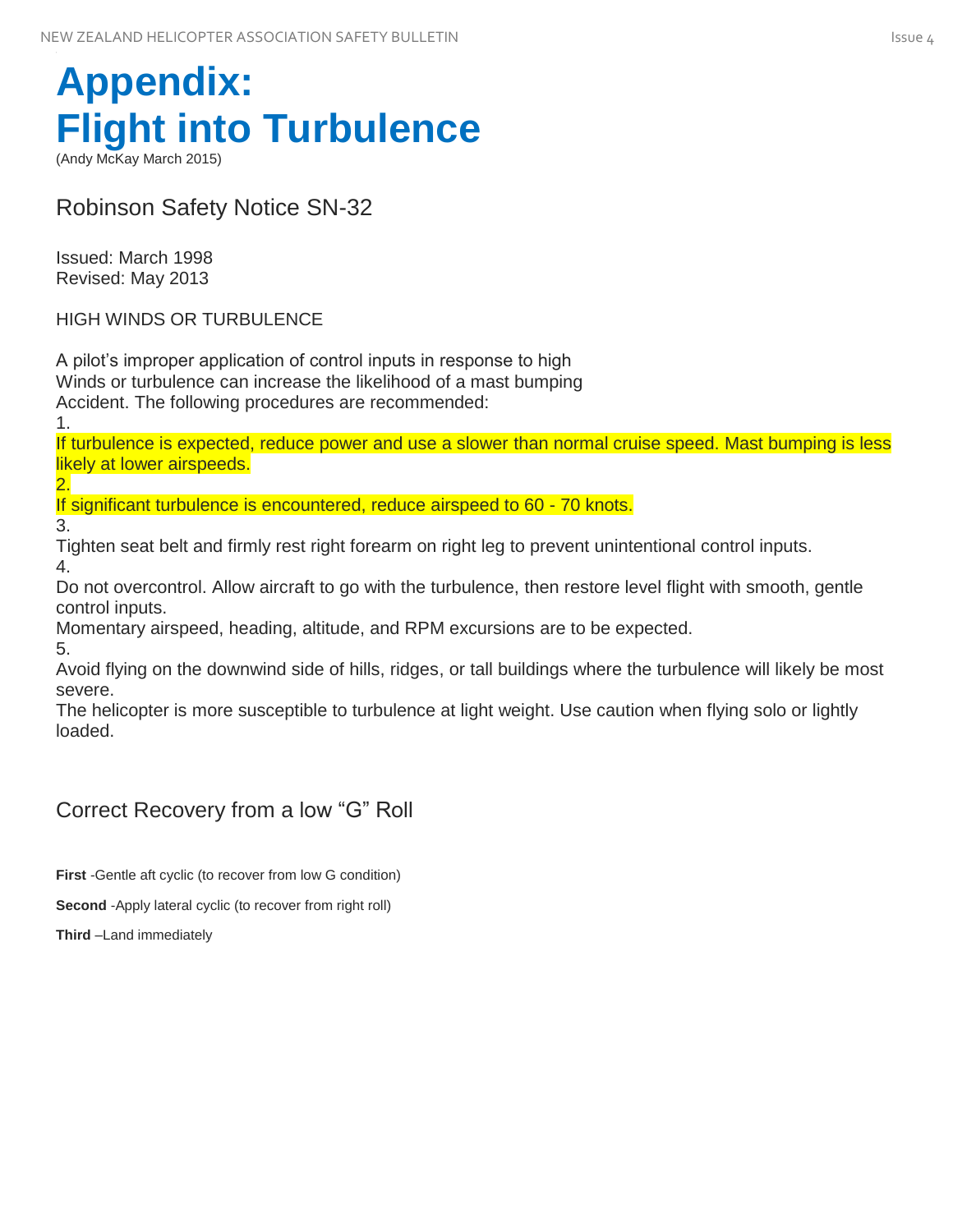# Appendix: Flight into Turbulence

(Andy McKay March 2015)

## Robinson Safety Notice SN-32

Issued: March 1998
Revised: May 2013

HIGH WINDS OR TURBULENCE

A pilot's improper application of control inputs in response to high
Winds or turbulence can increase the likelihood of a mast bumping
Accident. The following procedures are recommended:

1. If turbulence is expected, reduce power and use a slower than normal cruise speed. Mast bumping is less likely at lower airspeeds.
2. If significant turbulence is encountered, reduce airspeed to 60 - 70 knots.
3. Tighten seat belt and firmly rest right forearm on right leg to prevent unintentional control inputs.
4. Do not overcontrol. Allow aircraft to go with the turbulence, then restore level flight with smooth, gentle control inputs.
   Momentary airspeed, heading, altitude, and RPM excursions are to be expected.
5. Avoid flying on the downwind side of hills, ridges, or tall buildings where the turbulence will likely be most severe.
   The helicopter is more susceptible to turbulence at light weight. Use caution when flying solo or lightly loaded.

## Correct Recovery from a low "G" Roll

**First** -Gentle aft cyclic (to recover from low G condition)

**Second** -Apply lateral cyclic (to recover from right roll)

**Third** –Land immediately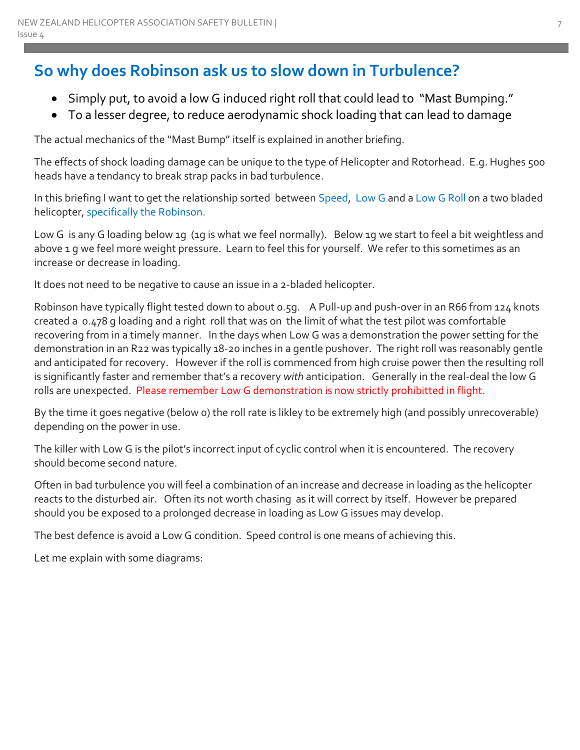## So why does Robinson ask us to slow down in Turbulence?

- Simply put, to avoid a low G induced right roll that could lead to "Mast Bumping."
- To a lesser degree, to reduce aerodynamic shock loading that can lead to damage

The actual mechanics of the "Mast Bump" itself is explained in another briefing.

The effects of shock loading damage can be unique to the type of Helicopter and Rotorhead. E.g. Hughes 500 heads have a tendancy to break strap packs in bad turbulence.

In this briefing I want to get the relationship sorted between Speed, Low G and a Low G Roll on a two bladed helicopter, specifically the Robinson.

Low G is any G loading below 1g (1g is what we feel normally). Below 1g we start to feel a bit weightless and above 1 g we feel more weight pressure. Learn to feel this for yourself. We refer to this sometimes as an increase or decrease in loading.

It does not need to be negative to cause an issue in a 2-bladed helicopter.

Robinson have typically flight tested down to about 0.5g. A Pull-up and push-over in an R66 from 124 knots created a 0.478 g loading and a right roll that was on the limit of what the test pilot was comfortable recovering from in a timely manner. In the days when Low G was a demonstration the power setting for the demonstration in an R22 was typically 18-20 inches in a gentle pushover. The right roll was reasonably gentle and anticipated for recovery. However if the roll is commenced from high cruise power then the resulting roll is significantly faster and remember that's a recovery *with* anticipation. Generally in the real-deal the low G rolls are unexpected. Please remember Low G demonstration is now strictly prohibitted in flight.

By the time it goes negative (below 0) the roll rate is likley to be extremely high (and possibly unrecoverable) depending on the power in use.

The killer with Low G is the pilot's incorrect input of cyclic control when it is encountered. The recovery should become second nature.

Often in bad turbulence you will feel a combination of an increase and decrease in loading as the helicopter reacts to the disturbed air. Often its not worth chasing as it will correct by itself. However be prepared should you be exposed to a prolonged decrease in loading as Low G issues may develop.

The best defence is avoid a Low G condition. Speed control is one means of achieving this.

Let me explain with some diagrams: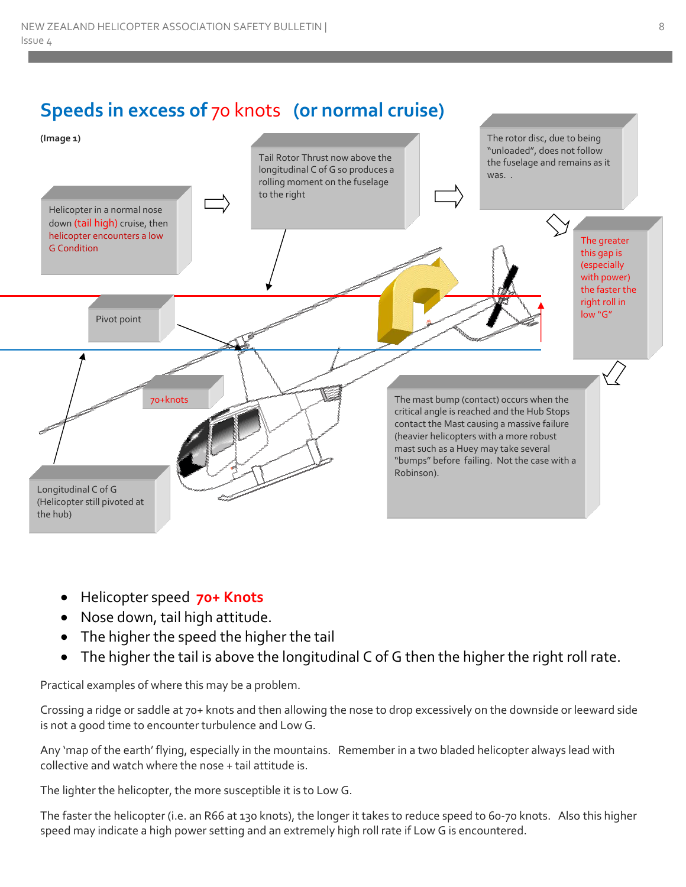## Speeds in excess of 70 knots (or normal cruise)

(Image 1)

Helicopter in a normal nose down (tail high) cruise, then helicopter encounters a low G Condition

Tail Rotor Thrust now above the longitudinal C of G so produces a rolling moment on the fuselage to the right

The rotor disc, due to being "unloaded", does not follow the fuselage and remains as it was.

The greater this gap is (especially with power) the faster the right roll in low "G"

Pivot point

70+knots

The mast bump (contact) occurs when the critical angle is reached and the Hub Stops contact the Mast causing a massive failure (heavier helicopters with a more robust mast such as a Huey may take several "bumps" before failing. Not the case with a Robinson).

Longitudinal C of G (Helicopter still pivoted at the hub)

- Helicopter speed **70+ Knots**
- Nose down, tail high attitude.
- The higher the speed the higher the tail
- The higher the tail is above the longitudinal C of G then the higher the right roll rate.

Practical examples of where this may be a problem.

Crossing a ridge or saddle at 70+ knots and then allowing the nose to drop excessively on the downside or leeward side is not a good time to encounter turbulence and Low G.

Any 'map of the earth' flying, especially in the mountains. Remember in a two bladed helicopter always lead with collective and watch where the nose + tail attitude is.

The lighter the helicopter, the more susceptible it is to Low G.

The faster the helicopter (i.e. an R66 at 130 knots), the longer it takes to reduce speed to 60-70 knots. Also this higher speed may indicate a high power setting and an extremely high roll rate if Low G is encountered.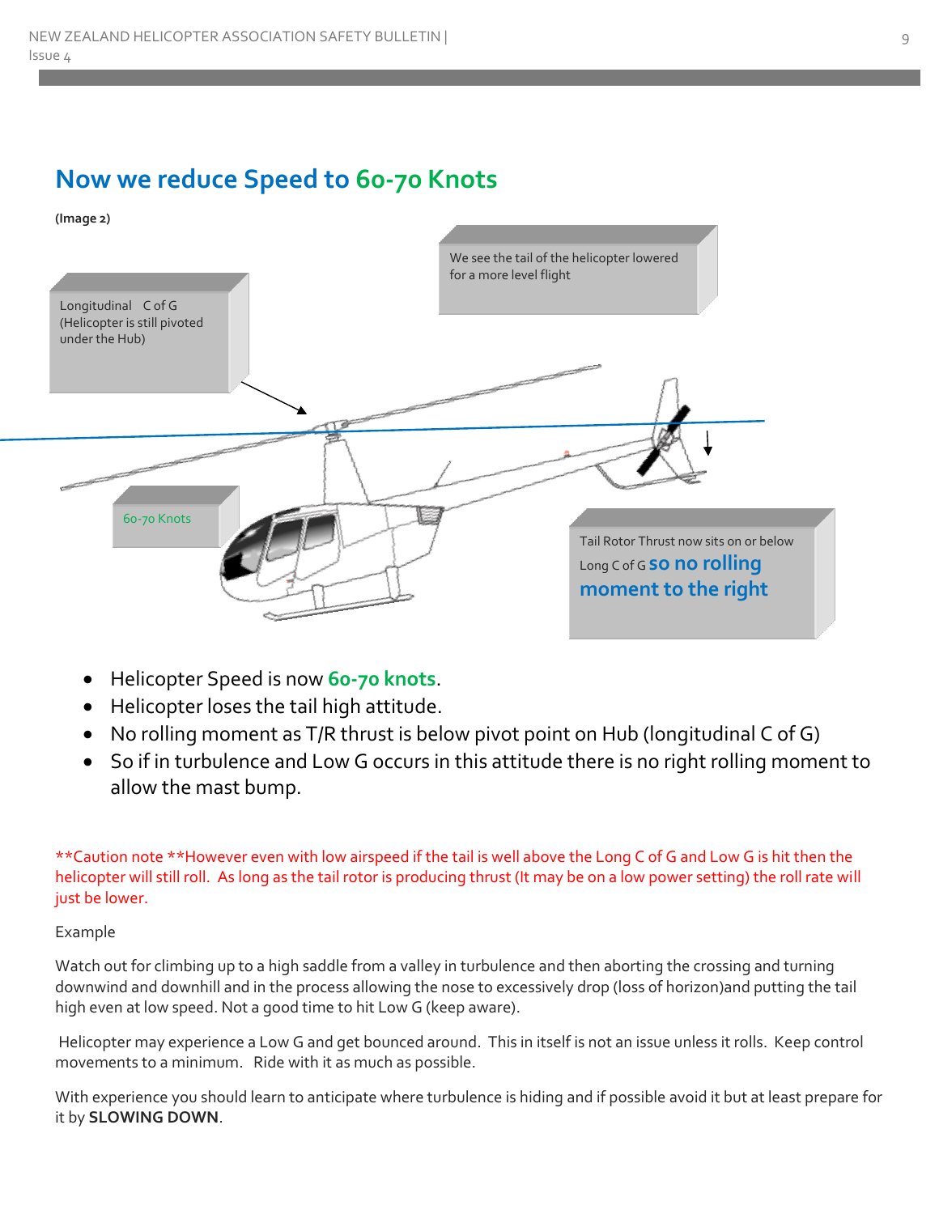## Now we reduce Speed to 60-70 Knots

**(Image 2)**

Longitudinal C of G (Helicopter is still pivoted under the Hub)

We see the tail of the helicopter lowered for a more level flight

60-70 Knots

Tail Rotor Thrust now sits on or below Long C of G **so no rolling moment to the right**

- Helicopter Speed is now **60-70 knots**.
- Helicopter loses the tail high attitude.
- No rolling moment as T/R thrust is below pivot point on Hub (longitudinal C of G)
- So if in turbulence and Low G occurs in this attitude there is no right rolling moment to allow the mast bump.

**Caution note **However even with low airspeed if the tail is well above the Long C of G and Low G is hit then the helicopter will still roll. As long as the tail rotor is producing thrust (It may be on a low power setting) the roll rate will just be lower.

Example

Watch out for climbing up to a high saddle from a valley in turbulence and then aborting the crossing and turning downwind and downhill and in the process allowing the nose to excessively drop (loss of horizon)and putting the tail high even at low speed. Not a good time to hit Low G (keep aware).

Helicopter may experience a Low G and get bounced around. This in itself is not an issue unless it rolls. Keep control movements to a minimum. Ride with it as much as possible.

With experience you should learn to anticipate where turbulence is hiding and if possible avoid it but at least prepare for it by **SLOWING DOWN**.